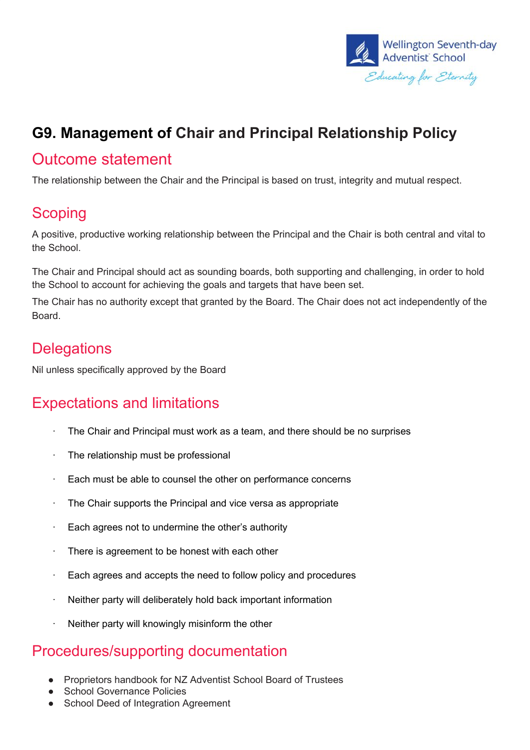# G9. Management of Chair and Principal Relationship Policy

## Outcome statement

The relationship between the Chair and the Principal is based on trust, integrity and mutual respect.

## Scoping

A positive, productive working relationship between the Principal and the Chair is both central and vital to the School.

The Chair and Principal should act as sounding boards, both supporting and challenging, in order to hold the School to account for achieving the goals and targets that have been set.

The Chair has no authority except that granted by the Board. The Chair does not act independently of the Board.

## Delegations

Nil unless specifically approved by the Board

## Expectations and limitations

- The Chair and Principal must work as a team, and there should be no surprises
- The relationship must be professional
- Each must be able to counsel the other on performance concerns
- The Chair supports the Principal and vice versa as appropriate
- Each agrees not to undermine the other's authority
- There is agreement to be honest with each other
- Each agrees and accepts the need to follow policy and procedures
- Neither party will deliberately hold back important information
- Neither party will knowingly misinform the other

## Procedures/supporting documentation

- Proprietors handbook for NZ Adventist School Board of Trustees
- School Governance Policies
- School Deed of Integration Agreement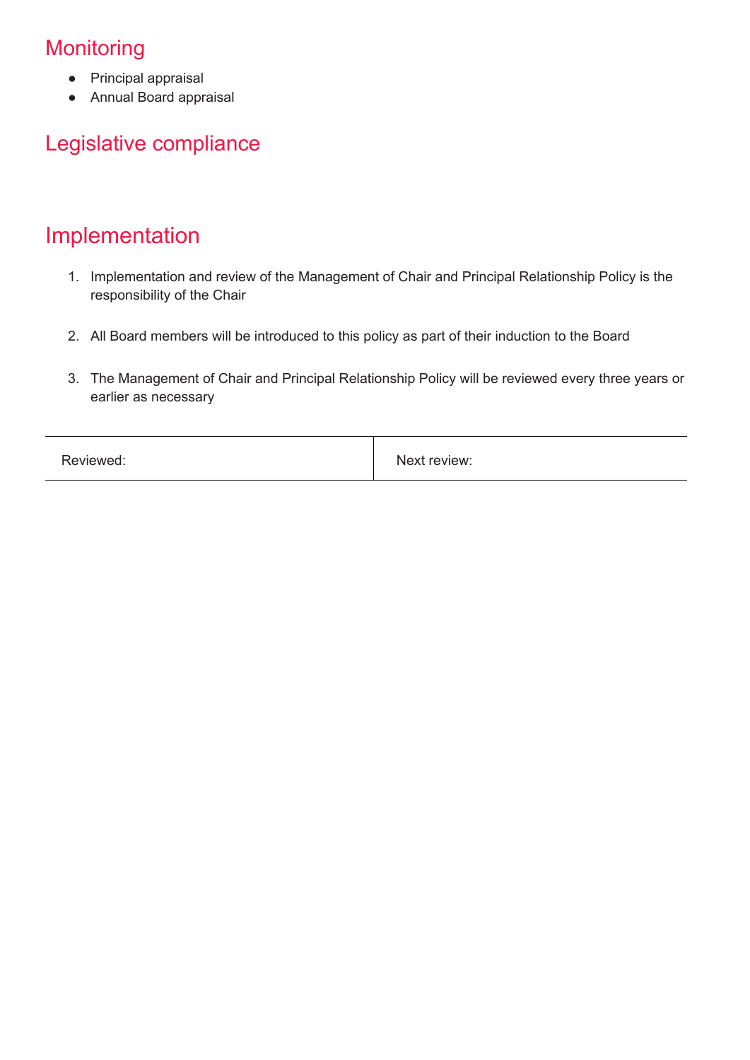## Monitoring

- Principal appraisal
- Annual Board appraisal

## Legislative compliance

## Implementation

1. Implementation and review of the Management of Chair and Principal Relationship Policy is the responsibility of the Chair

2. All Board members will be introduced to this policy as part of their induction to the Board

3. The Management of Chair and Principal Relationship Policy will be reviewed every three years or earlier as necessary

| | |
|---|---|
| Reviewed: | Next review: |